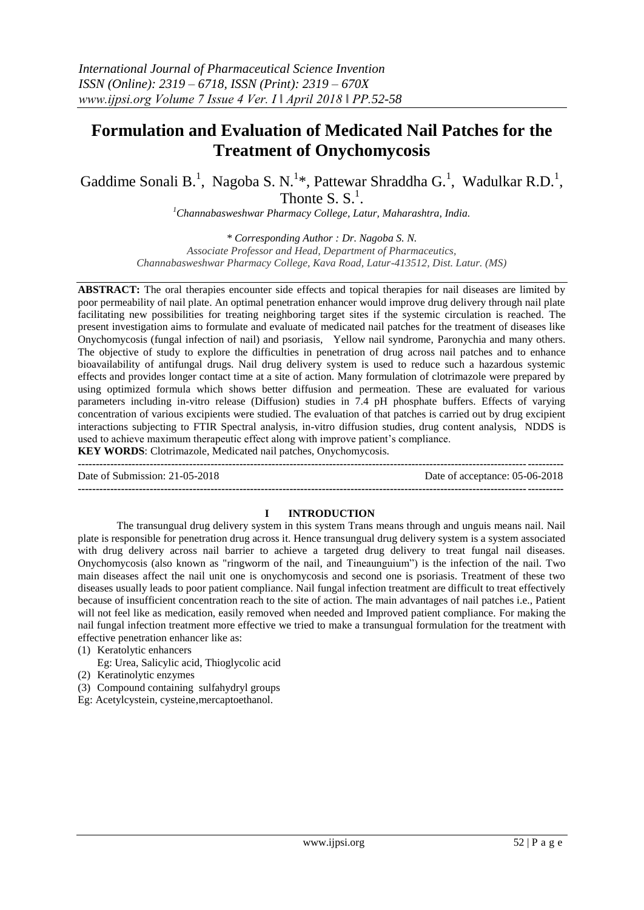# Formulation and Evaluation of Medicated Nail Patches for the Treatment of Onychomycosis

Gaddime Sonali B.[1], Nagoba S. N.[1]*, Pattewar Shraddha G.[1], Wadulkar R.D.[1], Thonte S. S.[1].

[1]*Channabasweshwar Pharmacy College, Latur, Maharashtra, India.*

*\* Corresponding Author : Dr. Nagoba S. N.*
*Associate Professor and Head, Department of Pharmaceutics,*
*Channabasweshwar Pharmacy College, Kava Road, Latur-413512, Dist. Latur. (MS)*

**ABSTRACT:** The oral therapies encounter side effects and topical therapies for nail diseases are limited by poor permeability of nail plate. An optimal penetration enhancer would improve drug delivery through nail plate facilitating new possibilities for treating neighboring target sites if the systemic circulation is reached. The present investigation aims to formulate and evaluate of medicated nail patches for the treatment of diseases like Onychomycosis (fungal infection of nail) and psoriasis, Yellow nail syndrome, Paronychia and many others. The objective of study to explore the difficulties in penetration of drug across nail patches and to enhance bioavailability of antifungal drugs. Nail drug delivery system is used to reduce such a hazardous systemic effects and provides longer contact time at a site of action. Many formulation of clotrimazole were prepared by using optimized formula which shows better diffusion and permeation. These are evaluated for various parameters including in-vitro release (Diffusion) studies in 7.4 pH phosphate buffers. Effects of varying concentration of various excipients were studied. The evaluation of that patches is carried out by drug excipient interactions subjecting to FTIR Spectral analysis, in-vitro diffusion studies, drug content analysis, NDDS is used to achieve maximum therapeutic effect along with improve patient's compliance.

**KEY WORDS**: Clotrimazole, Medicated nail patches, Onychomycosis.

Date of Submission: 21-05-2018 | Date of acceptance: 05-06-2018

## I INTRODUCTION

The transungual drug delivery system in this system Trans means through and unguis means nail. Nail plate is responsible for penetration drug across it. Hence transungual drug delivery system is a system associated with drug delivery across nail barrier to achieve a targeted drug delivery to treat fungal nail diseases. Onychomycosis (also known as "ringworm of the nail, and Tineaunguium") is the infection of the nail. Two main diseases affect the nail unit one is onychomycosis and second one is psoriasis. Treatment of these two diseases usually leads to poor patient compliance. Nail fungal infection treatment are difficult to treat effectively because of insufficient concentration reach to the site of action. The main advantages of nail patches i.e., Patient will not feel like as medication, easily removed when needed and Improved patient compliance. For making the nail fungal infection treatment more effective we tried to make a transungual formulation for the treatment with effective penetration enhancer like as:

(1) Keratolytic enhancers
    Eg: Urea, Salicylic acid, Thioglycolic acid
(2) Keratinolytic enzymes
(3) Compound containing sulfahydryl groups
Eg: Acetylcystein, cysteine,mercaptoethanol.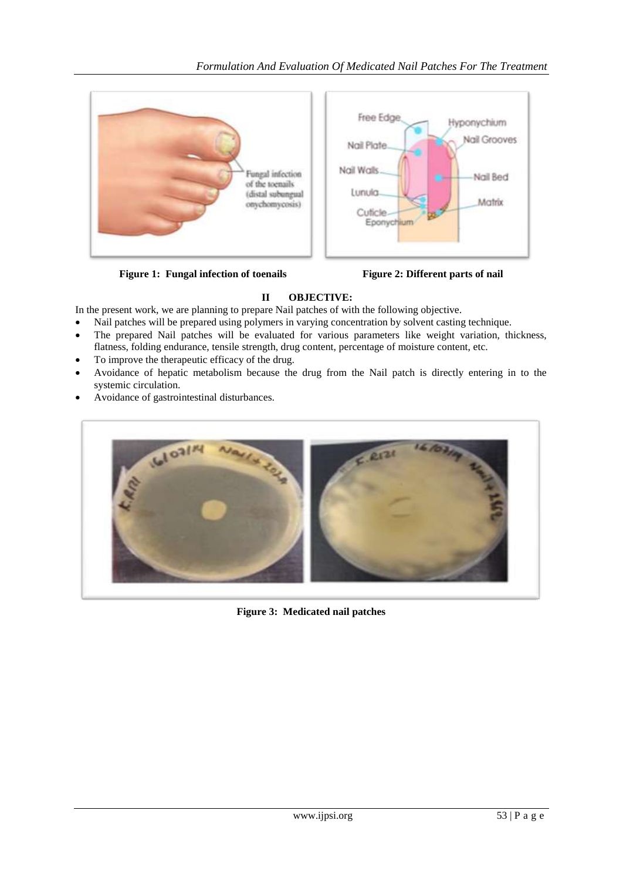Figure 1: Fungal infection of toenails

Figure 2: Different parts of nail

## II OBJECTIVE:

In the present work, we are planning to prepare Nail patches of with the following objective.

- Nail patches will be prepared using polymers in varying concentration by solvent casting technique.
- The prepared Nail patches will be evaluated for various parameters like weight variation, thickness, flatness, folding endurance, tensile strength, drug content, percentage of moisture content, etc.
- To improve the therapeutic efficacy of the drug.
- Avoidance of hepatic metabolism because the drug from the Nail patch is directly entering in to the systemic circulation.
- Avoidance of gastrointestinal disturbances.

Figure 3: Medicated nail patches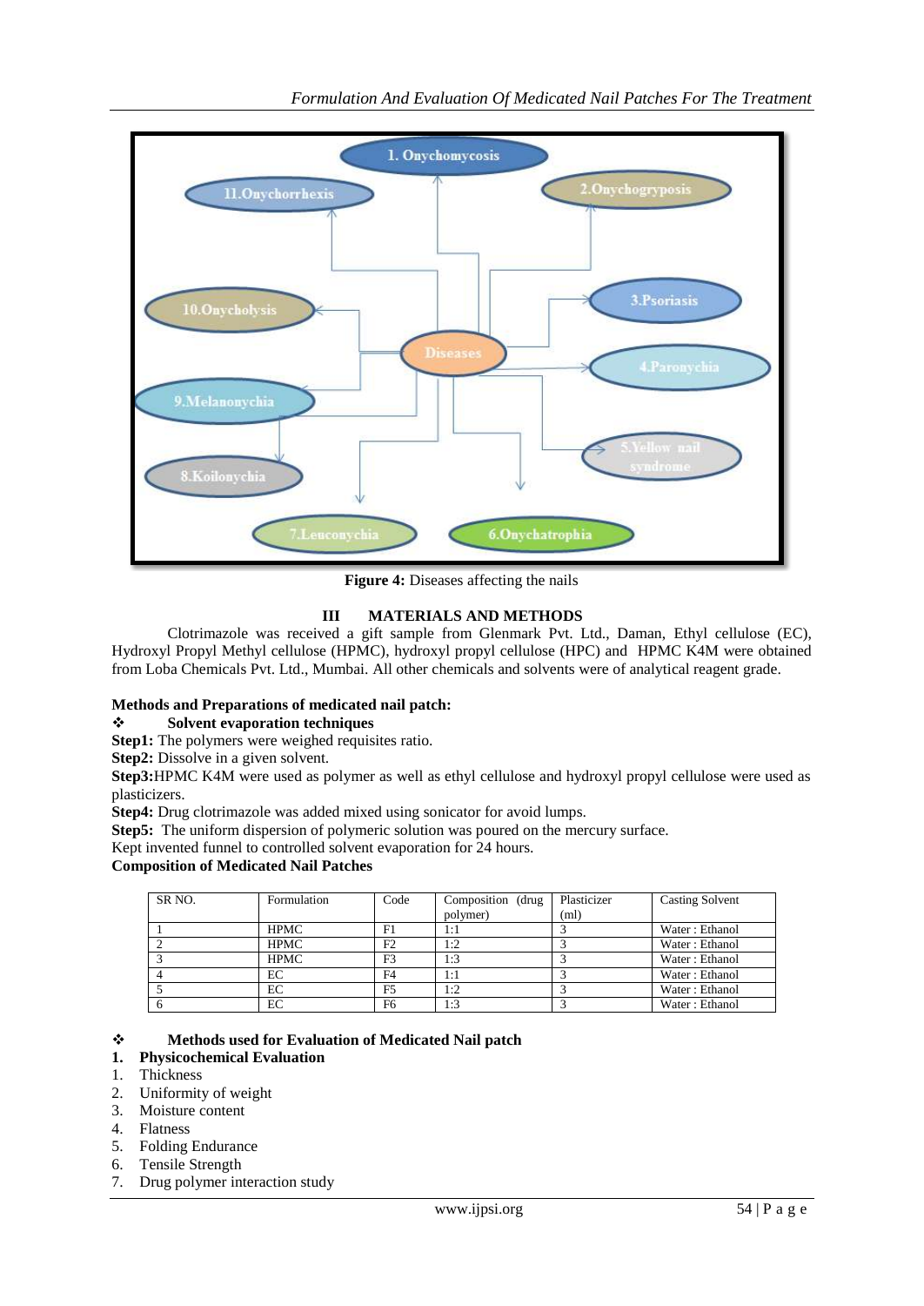Figure 4: Diseases affecting the nails

## III MATERIALS AND METHODS

Clotrimazole was received a gift sample from Glenmark Pvt. Ltd., Daman, Ethyl cellulose (EC), Hydroxyl Propyl Methyl cellulose (HPMC), hydroxyl propyl cellulose (HPC) and HPMC K4M were obtained from Loba Chemicals Pvt. Ltd., Mumbai. All other chemicals and solvents were of analytical reagent grade.

**Methods and Preparations of medicated nail patch:**

❖ **Solvent evaporation techniques**

**Step1:** The polymers were weighed requisites ratio.
**Step2:** Dissolve in a given solvent.
**Step3:**HPMC K4M were used as polymer as well as ethyl cellulose and hydroxyl propyl cellulose were used as plasticizers.
**Step4:** Drug clotrimazole was added mixed using sonicator for avoid lumps.
**Step5:** The uniform dispersion of polymeric solution was poured on the mercury surface.
Kept invented funnel to controlled solvent evaporation for 24 hours.

**Composition of Medicated Nail Patches**

| SR NO. | Formulation | Code | Composition (drug polymer) | Plasticizer (ml) | Casting Solvent |
|---|---|---|---|---|---|
| 1 | HPMC | F1 | 1:1 | 3 | Water : Ethanol |
| 2 | HPMC | F2 | 1:2 | 3 | Water : Ethanol |
| 3 | HPMC | F3 | 1:3 | 3 | Water : Ethanol |
| 4 | EC | F4 | 1:1 | 3 | Water : Ethanol |
| 5 | EC | F5 | 1:2 | 3 | Water : Ethanol |
| 6 | EC | F6 | 1:3 | 3 | Water : Ethanol |

❖ **Methods used for Evaluation of Medicated Nail patch**

**1. Physicochemical Evaluation**

1. Thickness
2. Uniformity of weight
3. Moisture content
4. Flatness
5. Folding Endurance
6. Tensile Strength
7. Drug polymer interaction study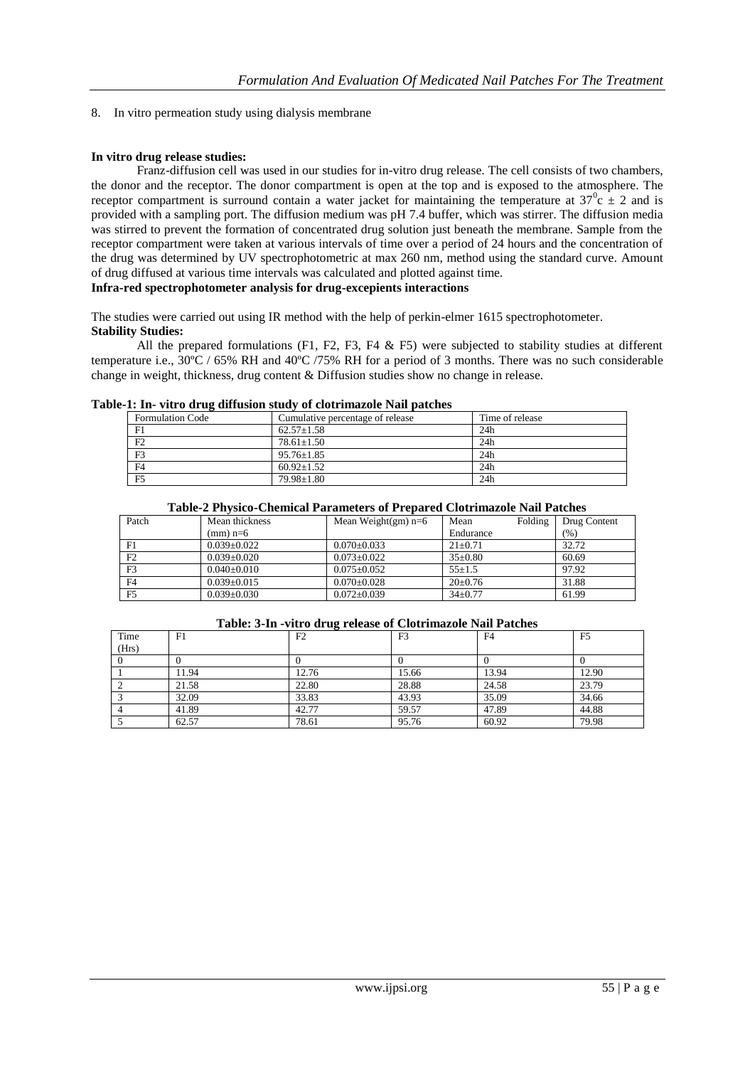8. In vitro permeation study using dialysis membrane

**In vitro drug release studies:**

Franz-diffusion cell was used in our studies for in-vitro drug release. The cell consists of two chambers, the donor and the receptor. The donor compartment is open at the top and is exposed to the atmosphere. The receptor compartment is surround contain a water jacket for maintaining the temperature at $37^0$c ± 2 and is provided with a sampling port. The diffusion medium was pH 7.4 buffer, which was stirrer. The diffusion media was stirred to prevent the formation of concentrated drug solution just beneath the membrane. Sample from the receptor compartment were taken at various intervals of time over a period of 24 hours and the concentration of the drug was determined by UV spectrophotometric at max 260 nm, method using the standard curve. Amount of drug diffused at various time intervals was calculated and plotted against time.

**Infra-red spectrophotometer analysis for drug-excepients interactions**

The studies were carried out using IR method with the help of perkin-elmer 1615 spectrophotometer.

**Stability Studies:**

All the prepared formulations (F1, F2, F3, F4 & F5) were subjected to stability studies at different temperature i.e., 30ºC / 65% RH and 40ºC /75% RH for a period of 3 months. There was no such considerable change in weight, thickness, drug content & Diffusion studies show no change in release.

**Table-1: In- vitro drug diffusion study of clotrimazole Nail patches**

| Formulation Code | Cumulative percentage of release | Time of release |
|---|---|---|
| F1 | 62.57±1.58 | 24h |
| F2 | 78.61±1.50 | 24h |
| F3 | 95.76±1.85 | 24h |
| F4 | 60.92±1.52 | 24h |
| F5 | 79.98±1.80 | 24h |

**Table-2 Physico-Chemical Parameters of Prepared Clotrimazole Nail Patches**

| Patch | Mean thickness (mm) n=6 | Mean Weight(gm) n=6 | Mean Folding Endurance | Drug Content (%) |
|---|---|---|---|---|
| F1 | 0.039±0.022 | 0.070±0.033 | 21±0.71 | 32.72 |
| F2 | 0.039±0.020 | 0.073±0.022 | 35±0.80 | 60.69 |
| F3 | 0.040±0.010 | 0.075±0.052 | 55±1.5 | 97.92 |
| F4 | 0.039±0.015 | 0.070±0.028 | 20±0.76 | 31.88 |
| F5 | 0.039±0.030 | 0.072±0.039 | 34±0.77 | 61.99 |

**Table: 3-In -vitro drug release of Clotrimazole Nail Patches**

| Time (Hrs) | F1 | F2 | F3 | F4 | F5 |
|---|---|---|---|---|---|
| 0 | 0 | 0 | 0 | 0 | 0 |
| 1 | 11.94 | 12.76 | 15.66 | 13.94 | 12.90 |
| 2 | 21.58 | 22.80 | 28.88 | 24.58 | 23.79 |
| 3 | 32.09 | 33.83 | 43.93 | 35.09 | 34.66 |
| 4 | 41.89 | 42.77 | 59.57 | 47.89 | 44.88 |
| 5 | 62.57 | 78.61 | 95.76 | 60.92 | 79.98 |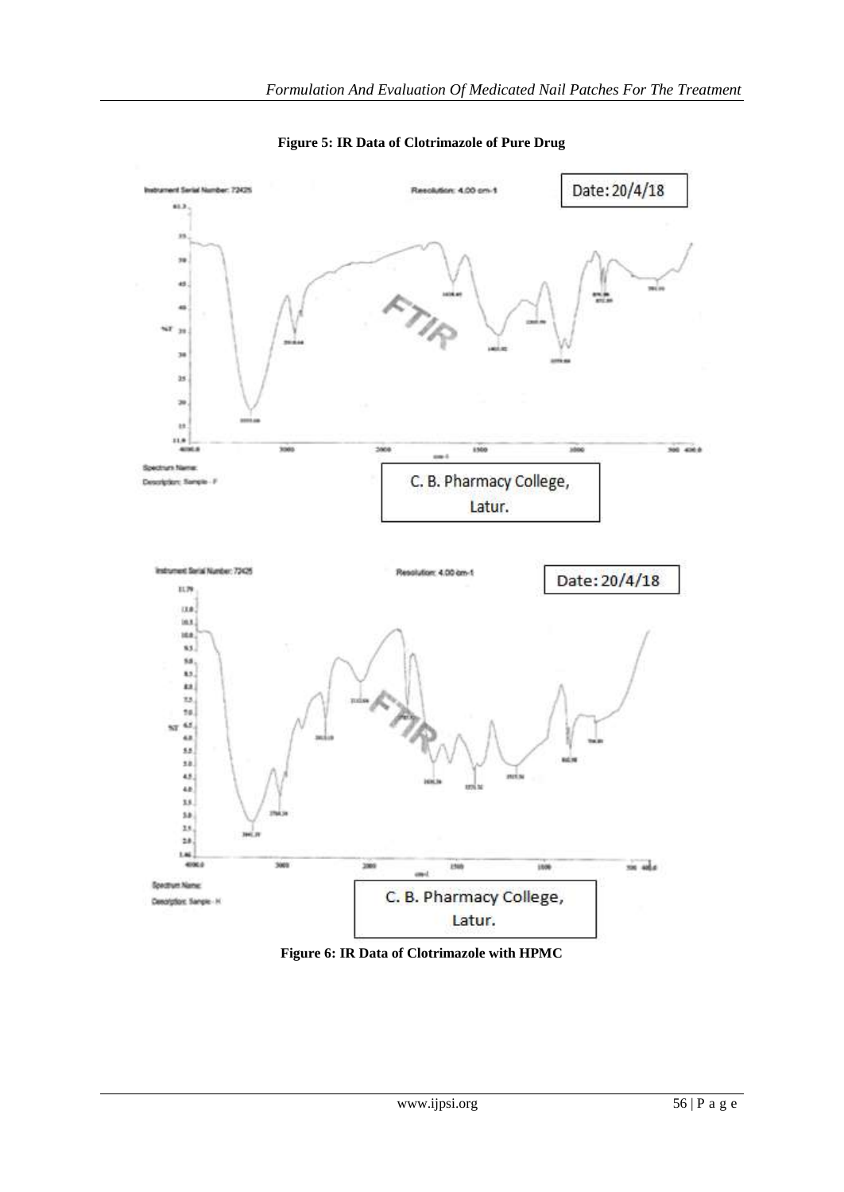**Figure 5: IR Data of Clotrimazole of Pure Drug**

**Figure 6: IR Data of Clotrimazole with HPMC**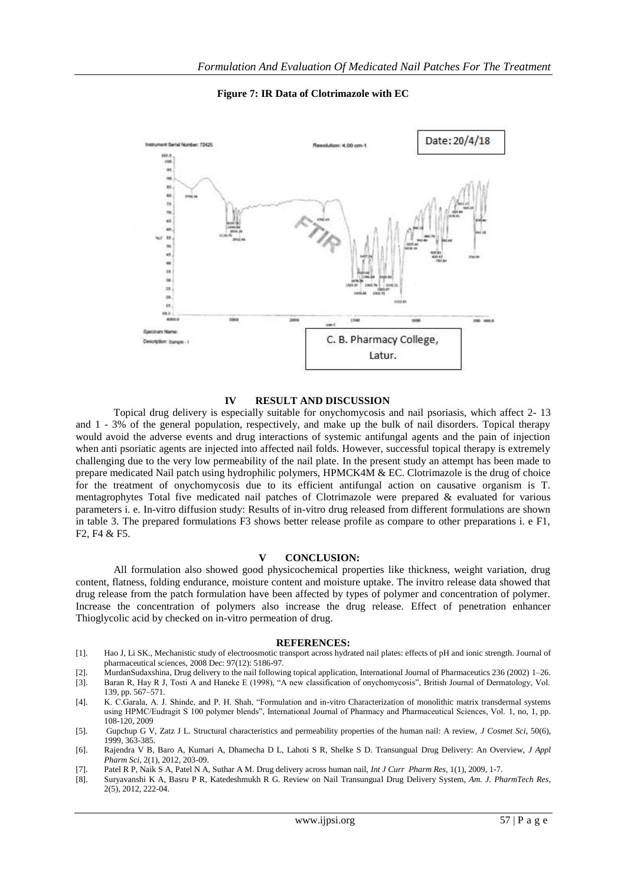**Figure 7: IR Data of Clotrimazole with EC**

## IV RESULT AND DISCUSSION

Topical drug delivery is especially suitable for onychomycosis and nail psoriasis, which affect 2- 13 and 1 - 3% of the general population, respectively, and make up the bulk of nail disorders. Topical therapy would avoid the adverse events and drug interactions of systemic antifungal agents and the pain of injection when anti psoriatic agents are injected into affected nail folds. However, successful topical therapy is extremely challenging due to the very low permeability of the nail plate. In the present study an attempt has been made to prepare medicated Nail patch using hydrophilic polymers, HPMCK4M & EC. Clotrimazole is the drug of choice for the treatment of onychomycosis due to its efficient antifungal action on causative organism is T. mentagrophytes Total five medicated nail patches of Clotrimazole were prepared & evaluated for various parameters i. e. In-vitro diffusion study: Results of in-vitro drug released from different formulations are shown in table 3. The prepared formulations F3 shows better release profile as compare to other preparations i. e F1, F2, F4 & F5.

## V CONCLUSION:

All formulation also showed good physicochemical properties like thickness, weight variation, drug content, flatness, folding endurance, moisture content and moisture uptake. The invitro release data showed that drug release from the patch formulation have been affected by types of polymer and concentration of polymer. Increase the concentration of polymers also increase the drug release. Effect of penetration enhancer Thioglycolic acid by checked on in-vitro permeation of drug.

## REFERENCES:

[1]. Hao J, Li SK., Mechanistic study of electroosmotic transport across hydrated nail plates: effects of pH and ionic strength. Journal of pharmaceutical sciences, 2008 Dec: 97(12): 5186-97.

[2]. MurdanSudaxshina, Drug delivery to the nail following topical application, International Journal of Pharmaceutics 236 (2002) 1–26.

[3]. Baran R, Hay R J, Tosti A and Haneke E (1998), "A new classification of onychomycosis", British Journal of Dermatology, Vol. 139, pp. 567–571.

[4]. K. C.Garala, A. J. Shinde, and P. H. Shah, "Formulation and in-vitro Characterization of monolithic matrix transdermal systems using HPMC/Eudragit S 100 polymer blends", International Journal of Pharmacy and Pharmaceutical Sciences, Vol. 1, no, 1, pp. 108-120, 2009

[5]. Gupchup G V, Zatz J L. Structural characteristics and permeability properties of the human nail: A review, *J Cosmet Sci*, 50(6), 1999, 363-385.

[6]. Rajendra V B, Baro A, Kumari A, Dhamecha D L, Lahoti S R, Shelke S D. Transungual Drug Delivery: An Overview, *J Appl Pharm Sci*, 2(1), 2012, 203-09.

[7]. Patel R P, Naik S A, Patel N A, Suthar A M. Drug delivery across human nail, *Int J Curr Pharm Res*, 1(1), 2009, 1-7.

[8]. Suryavanshi K A, Basru P R, Katedeshmukh R G. Review on Nail Transungual Drug Delivery System, *Am. J. PharmTech Res*, 2(5), 2012, 222-04.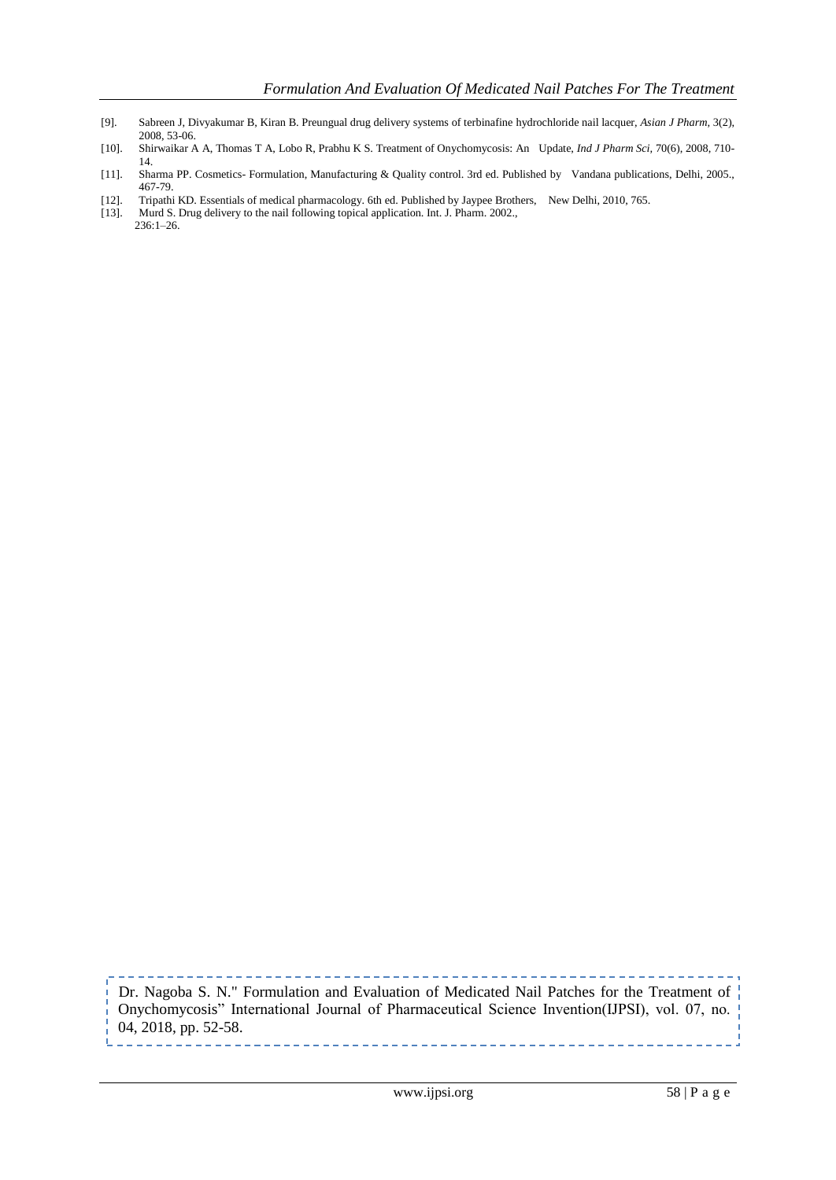[9]. Sabreen J, Divyakumar B, Kiran B. Preungual drug delivery systems of terbinafine hydrochloride nail lacquer, *Asian J Pharm*, 3(2), 2008, 53-06.

[10]. Shirwaikar A A, Thomas T A, Lobo R, Prabhu K S. Treatment of Onychomycosis: An Update, *Ind J Pharm Sci*, 70(6), 2008, 710-14.

[11]. Sharma PP. Cosmetics- Formulation, Manufacturing & Quality control. 3rd ed. Published by Vandana publications, Delhi, 2005., 467-79.

[12]. Tripathi KD. Essentials of medical pharmacology. 6th ed. Published by Jaypee Brothers, New Delhi, 2010, 765.

[13]. Murd S. Drug delivery to the nail following topical application. Int. J. Pharm. 2002., 236:1–26.

Dr. Nagoba S. N." Formulation and Evaluation of Medicated Nail Patches for the Treatment of Onychomycosis" International Journal of Pharmaceutical Science Invention(IJPSI), vol. 07, no. 04, 2018, pp. 52-58.